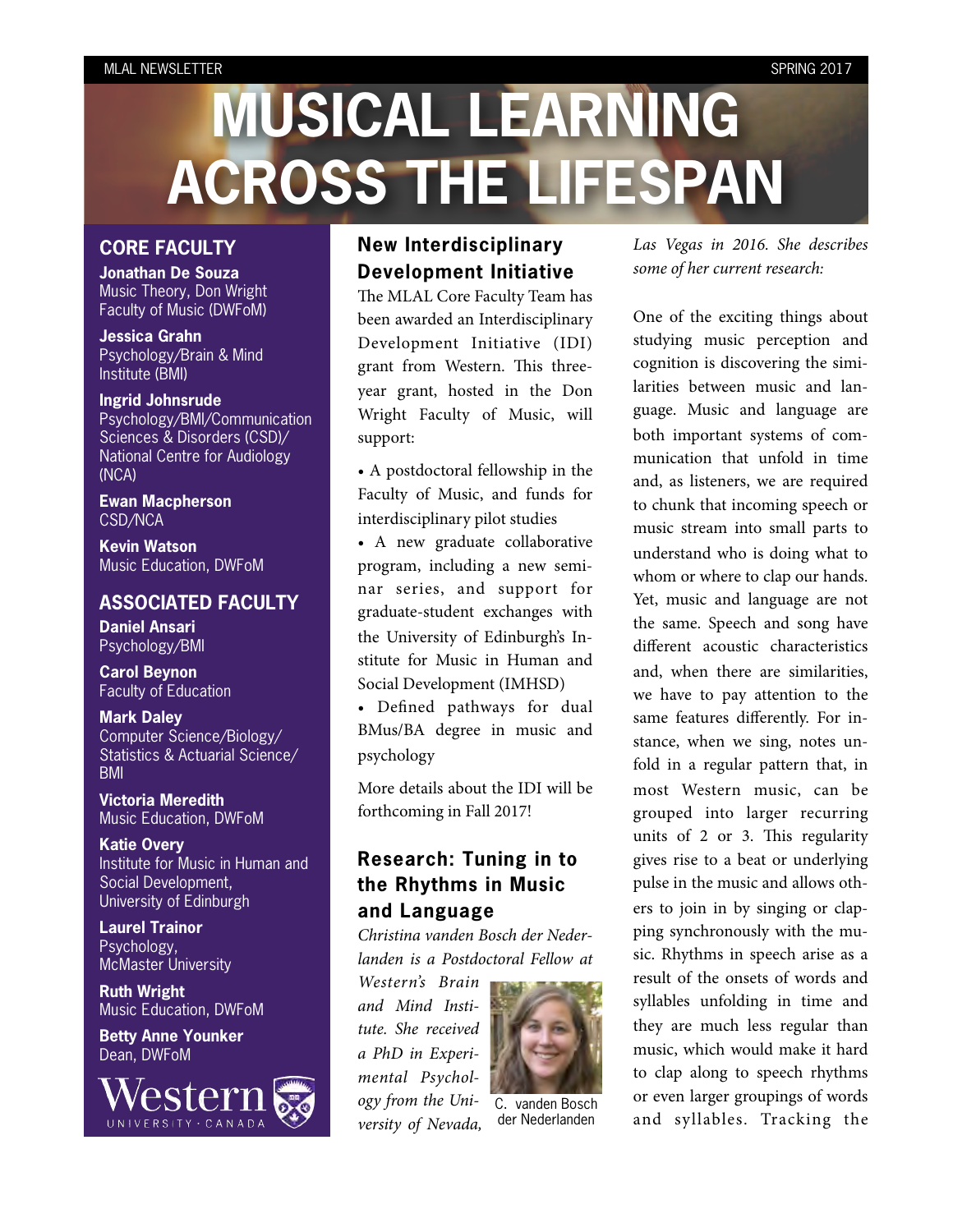# MUSICAL LEARNING ACROSS THE LIFESPAN

## CORE FACULTY

**Jonathan De Souza**
Music Theory, Don Wright Faculty of Music (DWFoM)

**Jessica Grahn**
Psychology/Brain & Mind Institute (BMI)

**Ingrid Johnsrude**
Psychology/BMI/Communication Sciences & Disorders (CSD)/ National Centre for Audiology (NCA)

**Ewan Macpherson**
CSD/NCA

**Kevin Watson**
Music Education, DWFoM

## ASSOCIATED FACULTY

**Daniel Ansari**
Psychology/BMI

**Carol Beynon**
Faculty of Education

**Mark Daley**
Computer Science/Biology/ Statistics & Actuarial Science/ BMI

**Victoria Meredith**
Music Education, DWFoM

**Katie Overy**
Institute for Music in Human and Social Development, University of Edinburgh

**Laurel Trainor**
Psychology, McMaster University

**Ruth Wright**
Music Education, DWFoM

**Betty Anne Younker**
Dean, DWFoM

Western UNIVERSITY · CANADA

## New Interdisciplinary Development Initiative

The MLAL Core Faculty Team has been awarded an Interdisciplinary Development Initiative (IDI) grant from Western. This three-year grant, hosted in the Don Wright Faculty of Music, will support:

- A postdoctoral fellowship in the Faculty of Music, and funds for interdisciplinary pilot studies
- A new graduate collaborative program, including a new seminar series, and support for graduate-student exchanges with the University of Edinburgh's Institute for Music in Human and Social Development (IMHSD)
- Defined pathways for dual BMus/BA degree in music and psychology

More details about the IDI will be forthcoming in Fall 2017!

## Research: Tuning in to the Rhythms in Music and Language

*Christina vanden Bosch der Nederlanden is a Postdoctoral Fellow at Western's Brain and Mind Institute. She received a PhD in Experimental Psychology from the University of Nevada, Las Vegas in 2016. She describes some of her current research:*

C. vanden Bosch der Nederlanden

One of the exciting things about studying music perception and cognition is discovering the similarities between music and language. Music and language are both important systems of communication that unfold in time and, as listeners, we are required to chunk that incoming speech or music stream into small parts to understand who is doing what to whom or where to clap our hands. Yet, music and language are not the same. Speech and song have different acoustic characteristics and, when there are similarities, we have to pay attention to the same features differently. For instance, when we sing, notes unfold in a regular pattern that, in most Western music, can be grouped into larger recurring units of 2 or 3. This regularity gives rise to a beat or underlying pulse in the music and allows others to join in by singing or clapping synchronously with the music. Rhythms in speech arise as a result of the onsets of words and syllables unfolding in time and they are much less regular than music, which would make it hard to clap along to speech rhythms or even larger groupings of words and syllables. Tracking the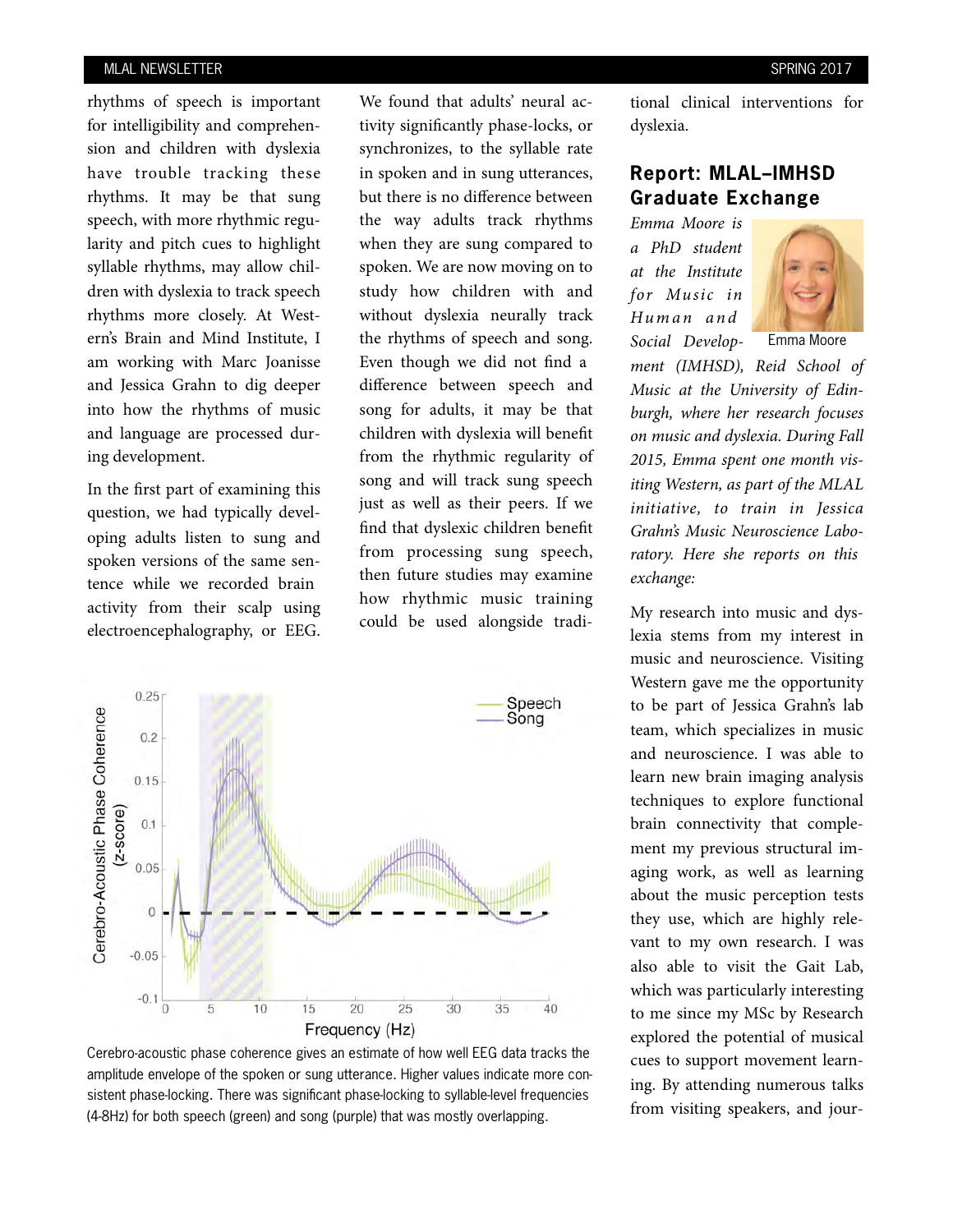rhythms of speech is important for intelligibility and comprehension and children with dyslexia have trouble tracking these rhythms. It may be that sung speech, with more rhythmic regularity and pitch cues to highlight syllable rhythms, may allow children with dyslexia to track speech rhythms more closely. At Western's Brain and Mind Institute, I am working with Marc Joanisse and Jessica Grahn to dig deeper into how the rhythms of music and language are processed during development.

In the first part of examining this question, we had typically developing adults listen to sung and spoken versions of the same sentence while we recorded brain activity from their scalp using electroencephalography, or EEG. We found that adults' neural activity significantly phase-locks, or synchronizes, to the syllable rate in spoken and in sung utterances, but there is no difference between the way adults track rhythms when they are sung compared to spoken. We are now moving on to study how children with and without dyslexia neurally track the rhythms of speech and song. Even though we did not find a difference between speech and song for adults, it may be that children with dyslexia will benefit from the rhythmic regularity of song and will track sung speech just as well as their peers. If we find that dyslexic children benefit from processing sung speech, then future studies may examine how rhythmic music training could be used alongside traditional clinical interventions for dyslexia.

Cerebro-acoustic phase coherence gives an estimate of how well EEG data tracks the amplitude envelope of the spoken or sung utterance. Higher values indicate more consistent phase-locking. There was significant phase-locking to syllable-level frequencies (4-8Hz) for both speech (green) and song (purple) that was mostly overlapping.

## Report: MLAL–IMHSD Graduate Exchange

Emma Moore

*Emma Moore is a PhD student at the Institute for Music in Human and Social Development (IMHSD), Reid School of Music at the University of Edinburgh, where her research focuses on music and dyslexia. During Fall 2015, Emma spent one month visiting Western, as part of the MLAL initiative, to train in Jessica Grahn's Music Neuroscience Laboratory. Here she reports on this exchange:*

My research into music and dyslexia stems from my interest in music and neuroscience. Visiting Western gave me the opportunity to be part of Jessica Grahn's lab team, which specializes in music and neuroscience. I was able to learn new brain imaging analysis techniques to explore functional brain connectivity that complement my previous structural imaging work, as well as learning about the music perception tests they use, which are highly relevant to my own research. I was also able to visit the Gait Lab, which was particularly interesting to me since my MSc by Research explored the potential of musical cues to support movement learning. By attending numerous talks from visiting speakers, and jour-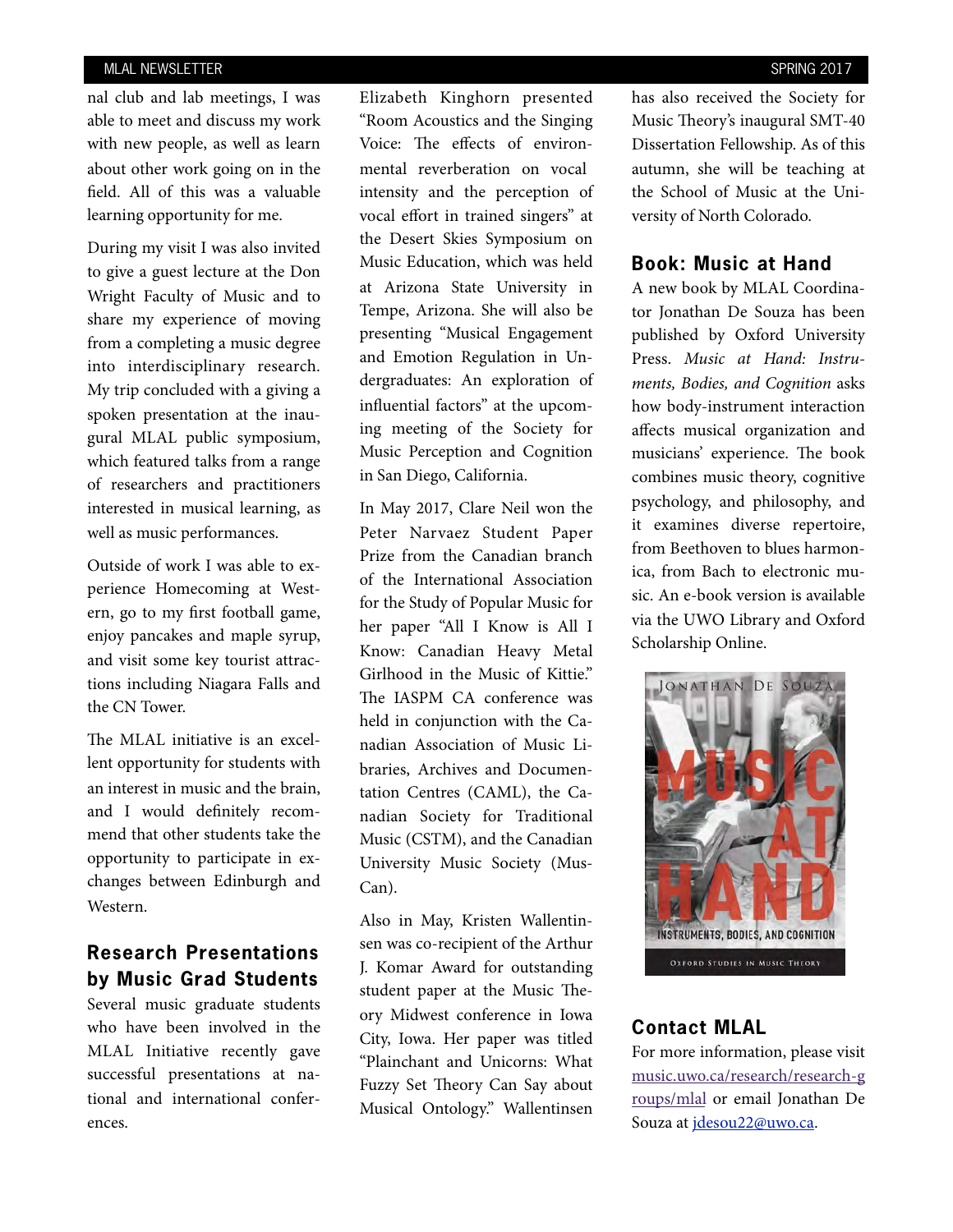nal club and lab meetings, I was able to meet and discuss my work with new people, as well as learn about other work going on in the field. All of this was a valuable learning opportunity for me.

During my visit I was also invited to give a guest lecture at the Don Wright Faculty of Music and to share my experience of moving from a completing a music degree into interdisciplinary research. My trip concluded with a giving a spoken presentation at the inaugural MLAL public symposium, which featured talks from a range of researchers and practitioners interested in musical learning, as well as music performances.

Outside of work I was able to experience Homecoming at Western, go to my first football game, enjoy pancakes and maple syrup, and visit some key tourist attractions including Niagara Falls and the CN Tower.

The MLAL initiative is an excellent opportunity for students with an interest in music and the brain, and I would definitely recommend that other students take the opportunity to participate in exchanges between Edinburgh and Western.

## Research Presentations by Music Grad Students

Several music graduate students who have been involved in the MLAL Initiative recently gave successful presentations at national and international conferences.

Elizabeth Kinghorn presented "Room Acoustics and the Singing Voice: The effects of environmental reverberation on vocal intensity and the perception of vocal effort in trained singers" at the Desert Skies Symposium on Music Education, which was held at Arizona State University in Tempe, Arizona. She will also be presenting "Musical Engagement and Emotion Regulation in Undergraduates: An exploration of influential factors" at the upcoming meeting of the Society for Music Perception and Cognition in San Diego, California.

In May 2017, Clare Neil won the Peter Narvaez Student Paper Prize from the Canadian branch of the International Association for the Study of Popular Music for her paper "All I Know is All I Know: Canadian Heavy Metal Girlhood in the Music of Kittie." The IASPM CA conference was held in conjunction with the Canadian Association of Music Libraries, Archives and Documentation Centres (CAML), the Canadian Society for Traditional Music (CSTM), and the Canadian University Music Society (MusCan).

Also in May, Kristen Wallentinsen was co-recipient of the Arthur J. Komar Award for outstanding student paper at the Music Theory Midwest conference in Iowa City, Iowa. Her paper was titled "Plainchant and Unicorns: What Fuzzy Set Theory Can Say about Musical Ontology." Wallentinsen has also received the Society for Music Theory's inaugural SMT-40 Dissertation Fellowship. As of this autumn, she will be teaching at the School of Music at the University of North Colorado.

## Book: Music at Hand

A new book by MLAL Coordinator Jonathan De Souza has been published by Oxford University Press. *Music at Hand: Instruments, Bodies, and Cognition* asks how body-instrument interaction affects musical organization and musicians' experience. The book combines music theory, cognitive psychology, and philosophy, and it examines diverse repertoire, from Beethoven to blues harmonica, from Bach to electronic music. An e-book version is available via the UWO Library and Oxford Scholarship Online.

## Contact MLAL

For more information, please visit music.uwo.ca/research/research-groups/mlal or email Jonathan De Souza at jdesou22@uwo.ca.